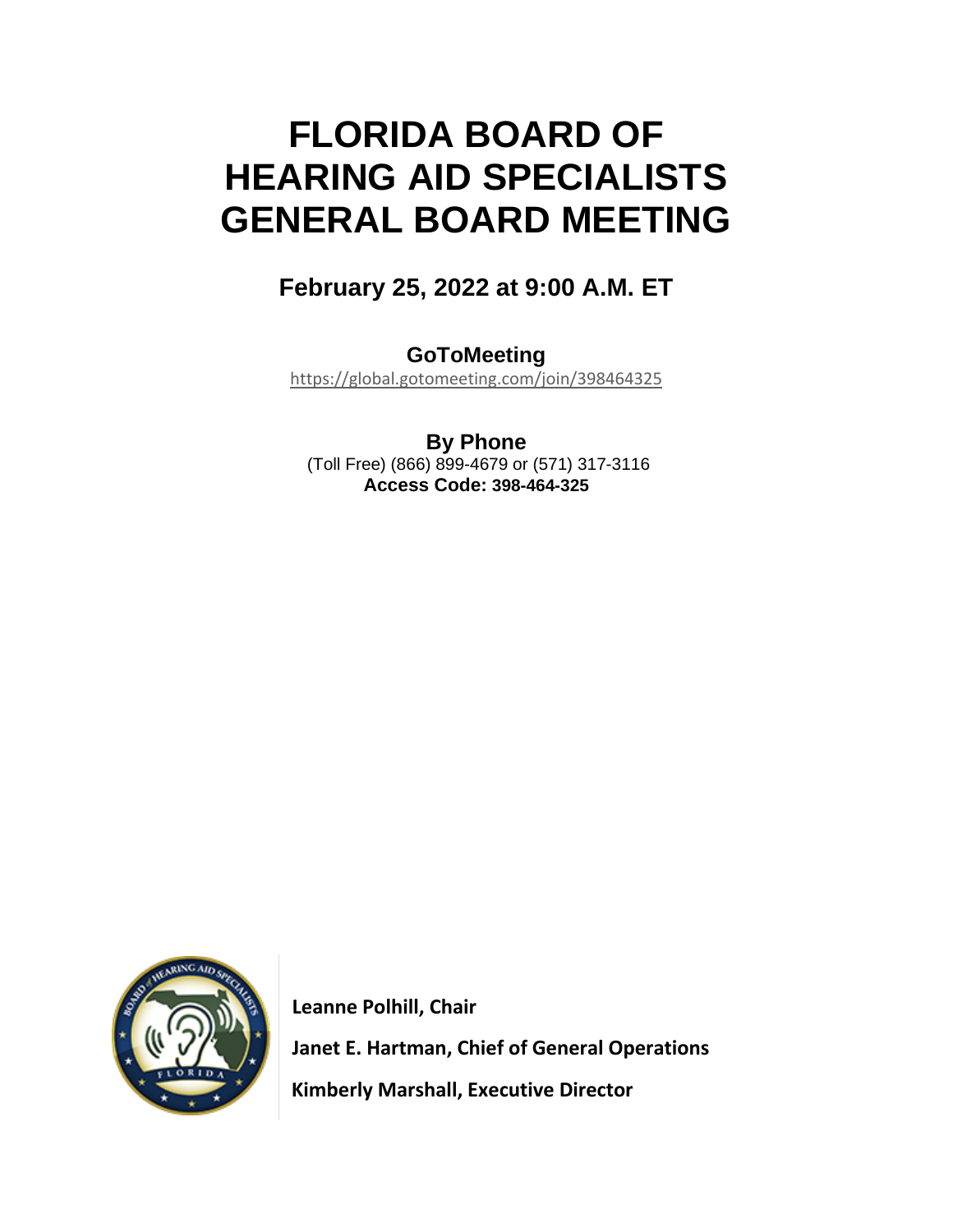# FLORIDA BOARD OF HEARING AID SPECIALISTS GENERAL BOARD MEETING

## February 25, 2022 at 9:00 A.M. ET

**GoToMeeting**
https://global.gotomeeting.com/join/398464325

**By Phone**
(Toll Free) (866) 899-4679 or (571) 317-3116
**Access Code: 398-464-325**

**Leanne Polhill, Chair**

**Janet E. Hartman, Chief of General Operations**

**Kimberly Marshall, Executive Director**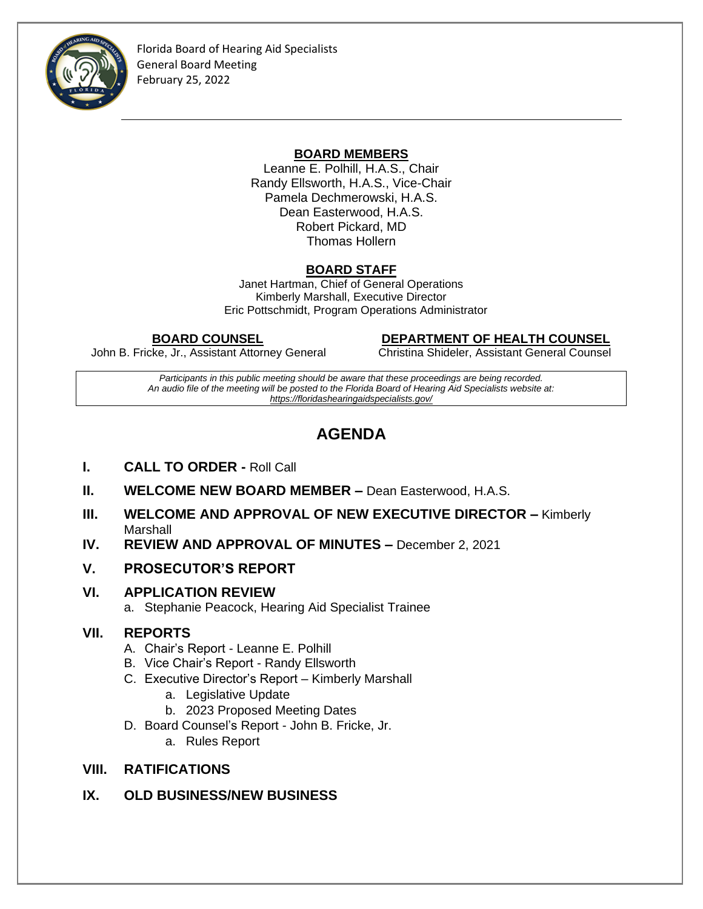Florida Board of Hearing Aid Specialists
General Board Meeting
February 25, 2022

---

**BOARD MEMBERS**

Leanne E. Polhill, H.A.S., Chair
Randy Ellsworth, H.A.S., Vice-Chair
Pamela Dechmerowski, H.A.S.
Dean Easterwood, H.A.S.
Robert Pickard, MD
Thomas Hollern

**BOARD STAFF**

Janet Hartman, Chief of General Operations
Kimberly Marshall, Executive Director
Eric Pottschmidt, Program Operations Administrator

**BOARD COUNSEL**
John B. Fricke, Jr., Assistant Attorney General

**DEPARTMENT OF HEALTH COUNSEL**
Christina Shideler, Assistant General Counsel

*Participants in this public meeting should be aware that these proceedings are being recorded.*
*An audio file of the meeting will be posted to the Florida Board of Hearing Aid Specialists website at:*
*https://floridashearingaidspecialists.gov/*

# AGENDA

**I. CALL TO ORDER -** Roll Call

**II. WELCOME NEW BOARD MEMBER –** Dean Easterwood, H.A.S.

**III. WELCOME AND APPROVAL OF NEW EXECUTIVE DIRECTOR –** Kimberly Marshall

**IV. REVIEW AND APPROVAL OF MINUTES –** December 2, 2021

**V. PROSECUTOR'S REPORT**

**VI. APPLICATION REVIEW**
- a. Stephanie Peacock, Hearing Aid Specialist Trainee

**VII. REPORTS**
- A. Chair's Report - Leanne E. Polhill
- B. Vice Chair's Report - Randy Ellsworth
- C. Executive Director's Report – Kimberly Marshall
  - a. Legislative Update
  - b. 2023 Proposed Meeting Dates
- D. Board Counsel's Report - John B. Fricke, Jr.
  - a. Rules Report

**VIII. RATIFICATIONS**

**IX. OLD BUSINESS/NEW BUSINESS**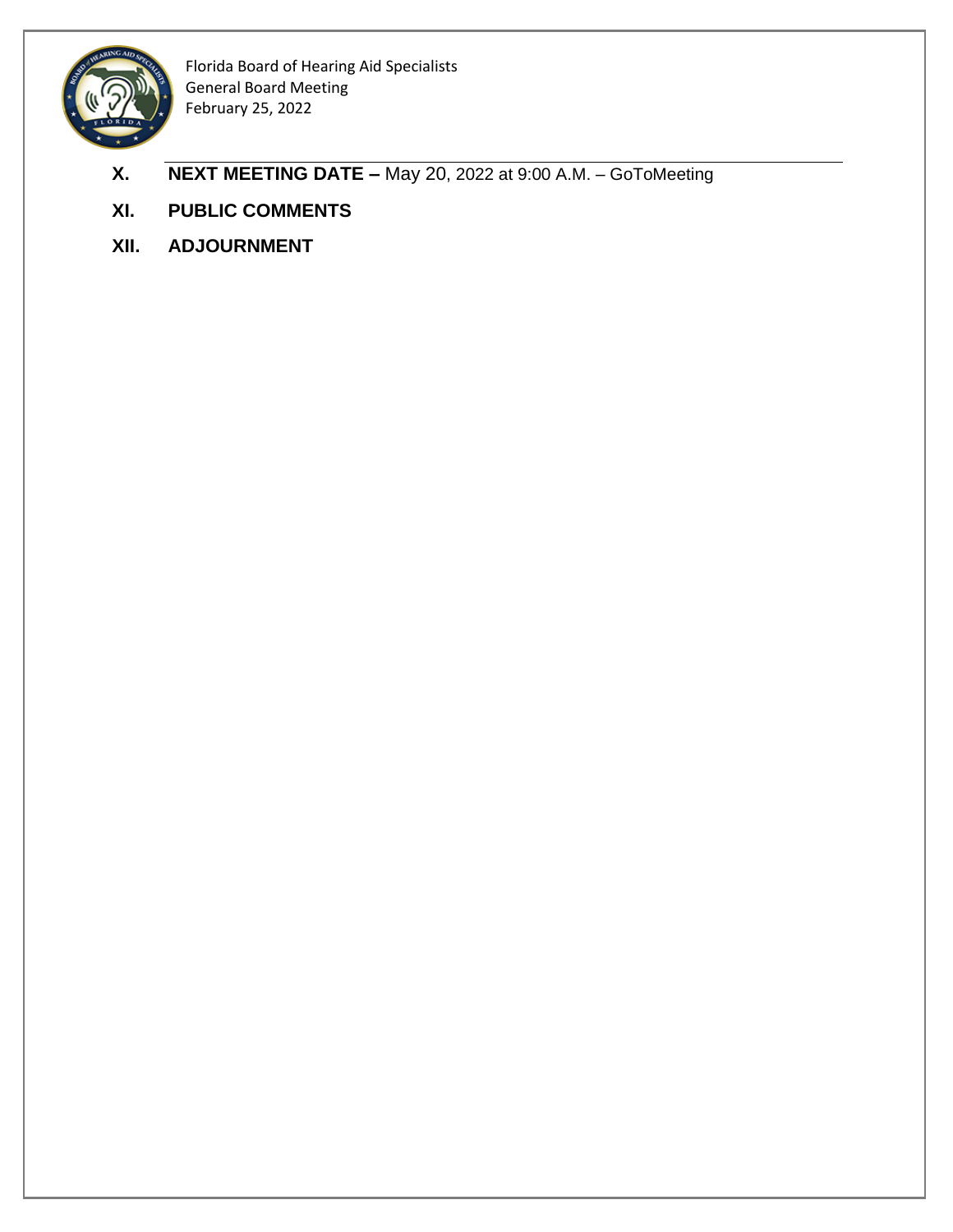**X. NEXT MEETING DATE –** May 20, 2022 at 9:00 A.M. – GoToMeeting

**XI. PUBLIC COMMENTS**

**XII. ADJOURNMENT**